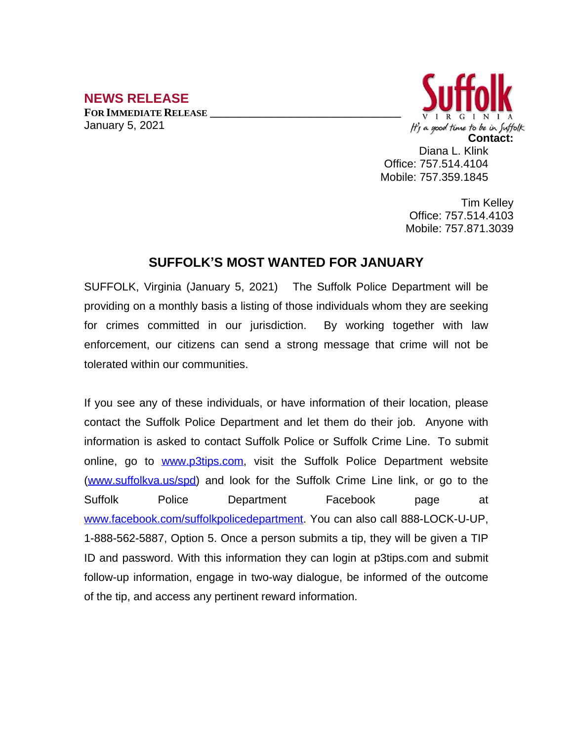## NEWS RELEASE

**FOR IMMEDIATE RELEASE**

January 5, 2021

Suffolk
VIRGINIA
*It's a good time to be in Suffolk*

**Contact:**

Diana L. Klink
Office: 757.514.4104
Mobile: 757.359.1845

Tim Kelley
Office: 757.514.4103
Mobile: 757.871.3039

# SUFFOLK'S MOST WANTED FOR JANUARY

SUFFOLK, Virginia (January 5, 2021) The Suffolk Police Department will be providing on a monthly basis a listing of those individuals whom they are seeking for crimes committed in our jurisdiction. By working together with law enforcement, our citizens can send a strong message that crime will not be tolerated within our communities.

If you see any of these individuals, or have information of their location, please contact the Suffolk Police Department and let them do their job. Anyone with information is asked to contact Suffolk Police or Suffolk Crime Line. To submit online, go to [www.p3tips.com](www.p3tips.com), visit the Suffolk Police Department website ([www.suffolkva.us/spd](www.suffolkva.us/spd)) and look for the Suffolk Crime Line link, or go to the Suffolk Police Department Facebook page at [www.facebook.com/suffolkpolicedepartment](www.facebook.com/suffolkpolicedepartment). You can also call 888-LOCK-U-UP, 1-888-562-5887, Option 5. Once a person submits a tip, they will be given a TIP ID and password. With this information they can login at p3tips.com and submit follow-up information, engage in two-way dialogue, be informed of the outcome of the tip, and access any pertinent reward information.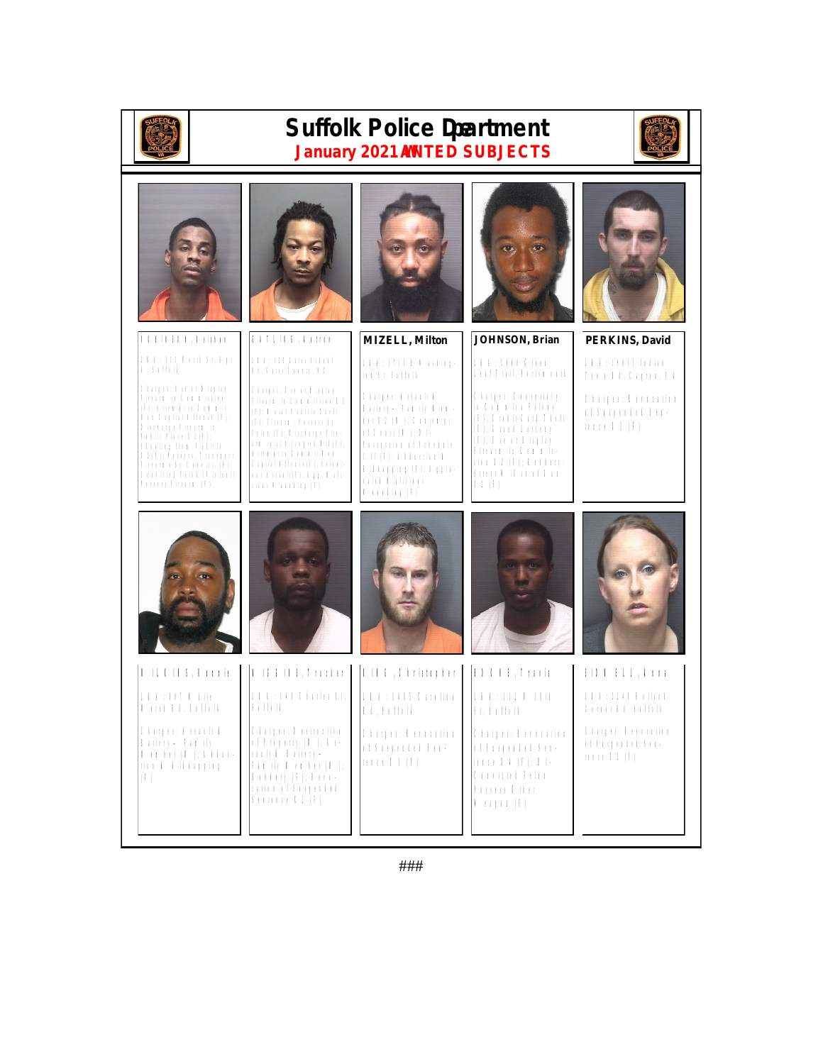# Suffolk Police Department

## January 2021 WANTED SUBJECTS

**MIZELL, Milton**

**JOHNSON, Brian**

**PERKINS, David**

###